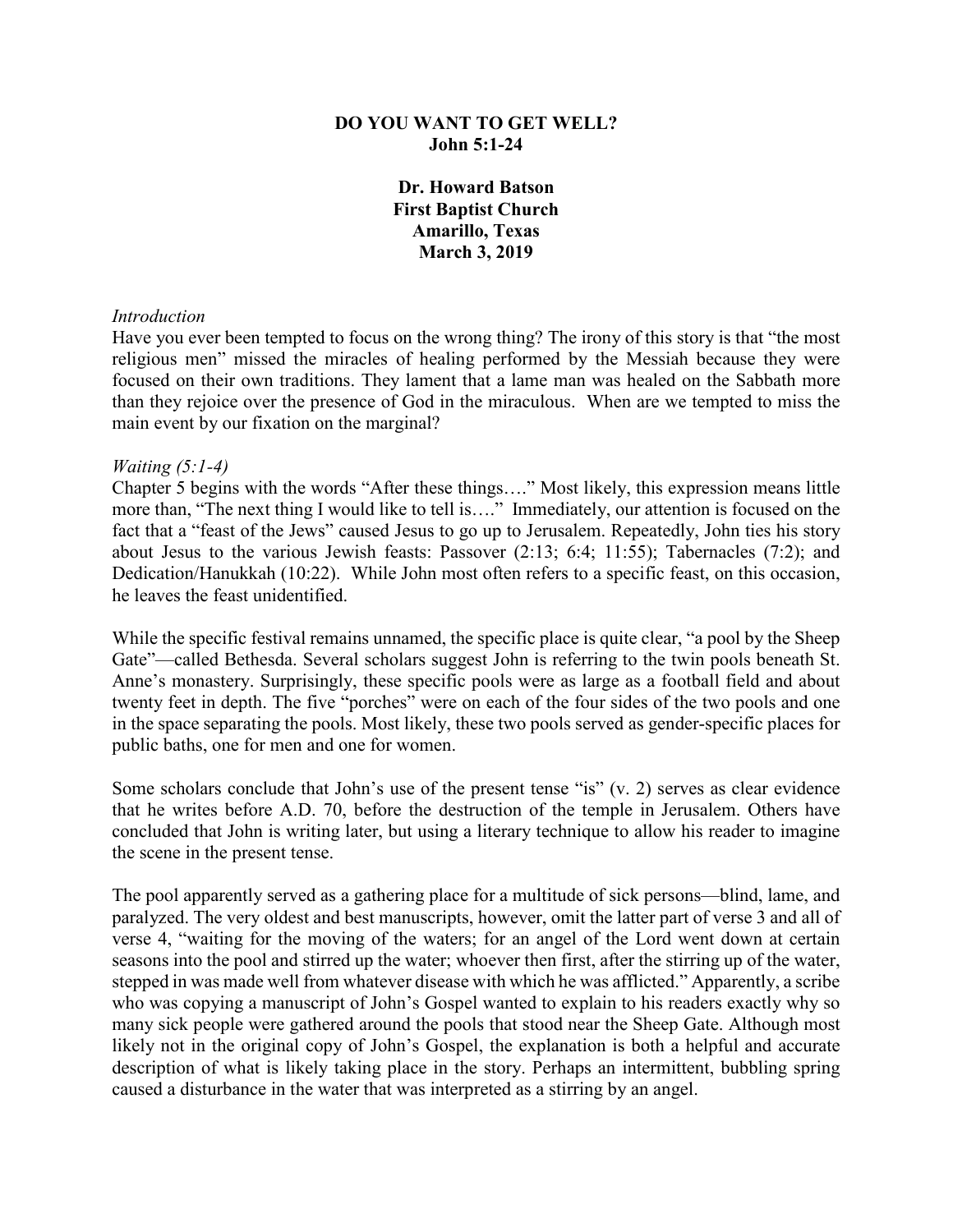**DO YOU WANT TO GET WELL?**
**John 5:1-24**

**Dr. Howard Batson**
**First Baptist Church**
**Amarillo, Texas**
**March 3, 2019**

*Introduction*

Have you ever been tempted to focus on the wrong thing? The irony of this story is that "the most religious men" missed the miracles of healing performed by the Messiah because they were focused on their own traditions. They lament that a lame man was healed on the Sabbath more than they rejoice over the presence of God in the miraculous. When are we tempted to miss the main event by our fixation on the marginal?

*Waiting (5:1-4)*

Chapter 5 begins with the words "After these things…." Most likely, this expression means little more than, "The next thing I would like to tell is…." Immediately, our attention is focused on the fact that a "feast of the Jews" caused Jesus to go up to Jerusalem. Repeatedly, John ties his story about Jesus to the various Jewish feasts: Passover (2:13; 6:4; 11:55); Tabernacles (7:2); and Dedication/Hanukkah (10:22). While John most often refers to a specific feast, on this occasion, he leaves the feast unidentified.

While the specific festival remains unnamed, the specific place is quite clear, "a pool by the Sheep Gate"—called Bethesda. Several scholars suggest John is referring to the twin pools beneath St. Anne's monastery. Surprisingly, these specific pools were as large as a football field and about twenty feet in depth. The five "porches" were on each of the four sides of the two pools and one in the space separating the pools. Most likely, these two pools served as gender-specific places for public baths, one for men and one for women.

Some scholars conclude that John's use of the present tense "is" (v. 2) serves as clear evidence that he writes before A.D. 70, before the destruction of the temple in Jerusalem. Others have concluded that John is writing later, but using a literary technique to allow his reader to imagine the scene in the present tense.

The pool apparently served as a gathering place for a multitude of sick persons—blind, lame, and paralyzed. The very oldest and best manuscripts, however, omit the latter part of verse 3 and all of verse 4, "waiting for the moving of the waters; for an angel of the Lord went down at certain seasons into the pool and stirred up the water; whoever then first, after the stirring up of the water, stepped in was made well from whatever disease with which he was afflicted." Apparently, a scribe who was copying a manuscript of John's Gospel wanted to explain to his readers exactly why so many sick people were gathered around the pools that stood near the Sheep Gate. Although most likely not in the original copy of John's Gospel, the explanation is both a helpful and accurate description of what is likely taking place in the story. Perhaps an intermittent, bubbling spring caused a disturbance in the water that was interpreted as a stirring by an angel.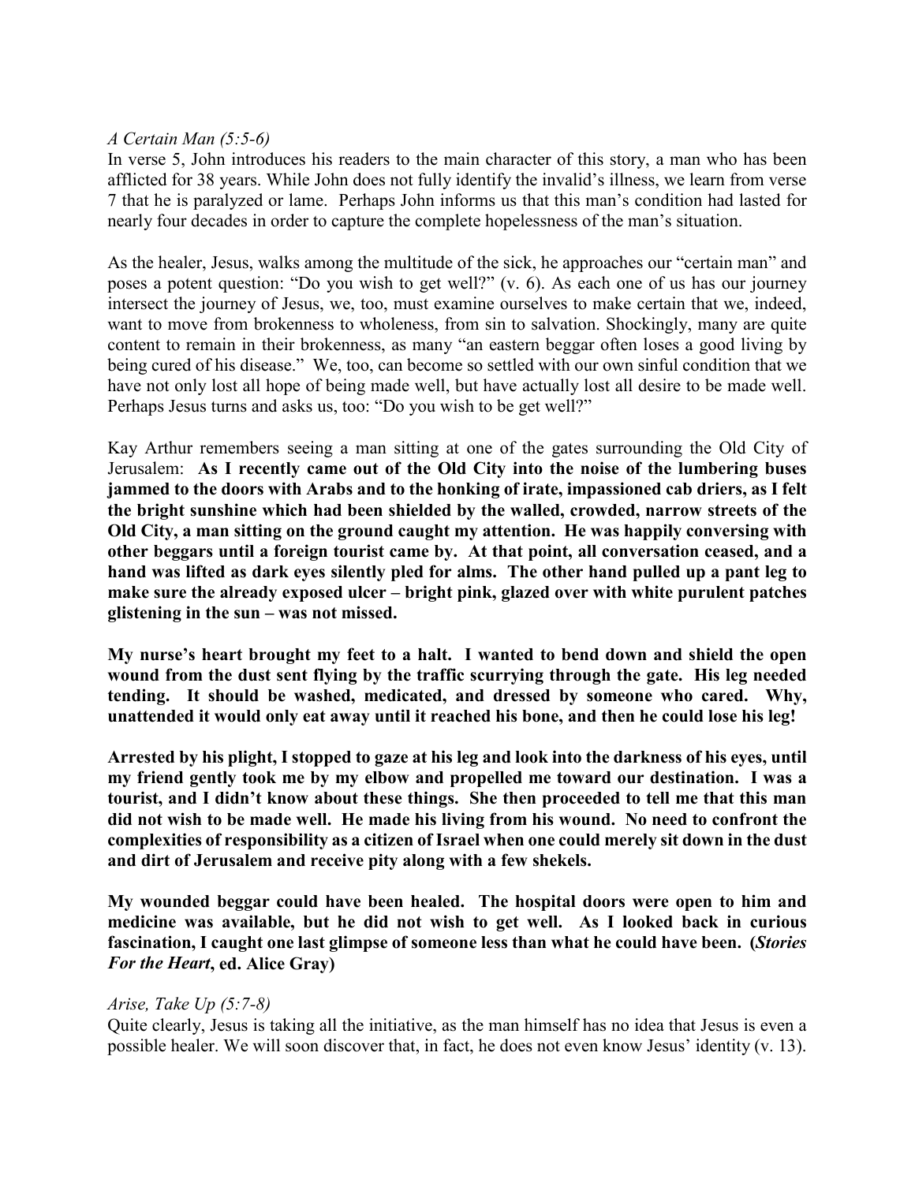*A Certain Man (5:5-6)*

In verse 5, John introduces his readers to the main character of this story, a man who has been afflicted for 38 years. While John does not fully identify the invalid's illness, we learn from verse 7 that he is paralyzed or lame. Perhaps John informs us that this man's condition had lasted for nearly four decades in order to capture the complete hopelessness of the man's situation.

As the healer, Jesus, walks among the multitude of the sick, he approaches our "certain man" and poses a potent question: "Do you wish to get well?" (v. 6). As each one of us has our journey intersect the journey of Jesus, we, too, must examine ourselves to make certain that we, indeed, want to move from brokenness to wholeness, from sin to salvation. Shockingly, many are quite content to remain in their brokenness, as many "an eastern beggar often loses a good living by being cured of his disease." We, too, can become so settled with our own sinful condition that we have not only lost all hope of being made well, but have actually lost all desire to be made well. Perhaps Jesus turns and asks us, too: "Do you wish to be get well?"

Kay Arthur remembers seeing a man sitting at one of the gates surrounding the Old City of Jerusalem: **As I recently came out of the Old City into the noise of the lumbering buses jammed to the doors with Arabs and to the honking of irate, impassioned cab driers, as I felt the bright sunshine which had been shielded by the walled, crowded, narrow streets of the Old City, a man sitting on the ground caught my attention. He was happily conversing with other beggars until a foreign tourist came by. At that point, all conversation ceased, and a hand was lifted as dark eyes silently pled for alms. The other hand pulled up a pant leg to make sure the already exposed ulcer – bright pink, glazed over with white purulent patches glistening in the sun – was not missed.**

**My nurse's heart brought my feet to a halt. I wanted to bend down and shield the open wound from the dust sent flying by the traffic scurrying through the gate. His leg needed tending. It should be washed, medicated, and dressed by someone who cared. Why, unattended it would only eat away until it reached his bone, and then he could lose his leg!**

**Arrested by his plight, I stopped to gaze at his leg and look into the darkness of his eyes, until my friend gently took me by my elbow and propelled me toward our destination. I was a tourist, and I didn't know about these things. She then proceeded to tell me that this man did not wish to be made well. He made his living from his wound. No need to confront the complexities of responsibility as a citizen of Israel when one could merely sit down in the dust and dirt of Jerusalem and receive pity along with a few shekels.**

**My wounded beggar could have been healed. The hospital doors were open to him and medicine was available, but he did not wish to get well. As I looked back in curious fascination, I caught one last glimpse of someone less than what he could have been. (*Stories For the Heart*, ed. Alice Gray)**

*Arise, Take Up (5:7-8)*

Quite clearly, Jesus is taking all the initiative, as the man himself has no idea that Jesus is even a possible healer. We will soon discover that, in fact, he does not even know Jesus' identity (v. 13).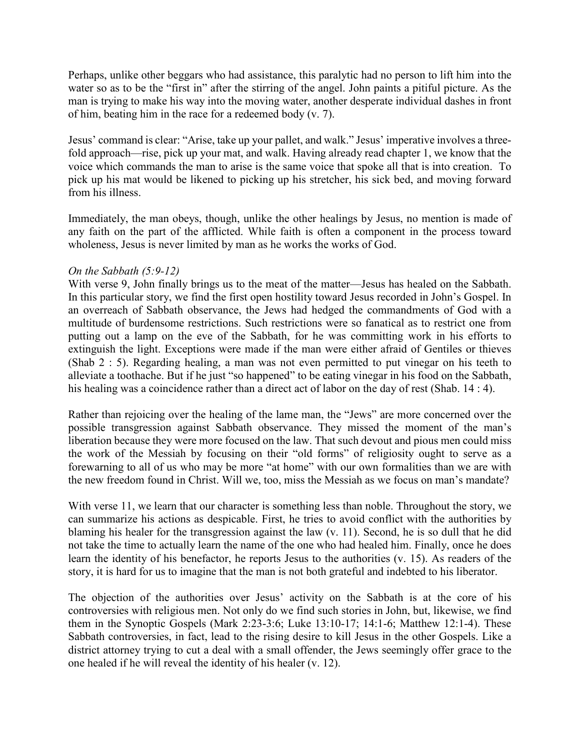Perhaps, unlike other beggars who had assistance, this paralytic had no person to lift him into the water so as to be the "first in" after the stirring of the angel. John paints a pitiful picture. As the man is trying to make his way into the moving water, another desperate individual dashes in front of him, beating him in the race for a redeemed body (v. 7).

Jesus' command is clear: "Arise, take up your pallet, and walk." Jesus' imperative involves a three-fold approach—rise, pick up your mat, and walk. Having already read chapter 1, we know that the voice which commands the man to arise is the same voice that spoke all that is into creation. To pick up his mat would be likened to picking up his stretcher, his sick bed, and moving forward from his illness.

Immediately, the man obeys, though, unlike the other healings by Jesus, no mention is made of any faith on the part of the afflicted. While faith is often a component in the process toward wholeness, Jesus is never limited by man as he works the works of God.

*On the Sabbath (5:9-12)*

With verse 9, John finally brings us to the meat of the matter—Jesus has healed on the Sabbath. In this particular story, we find the first open hostility toward Jesus recorded in John's Gospel. In an overreach of Sabbath observance, the Jews had hedged the commandments of God with a multitude of burdensome restrictions. Such restrictions were so fanatical as to restrict one from putting out a lamp on the eve of the Sabbath, for he was committing work in his efforts to extinguish the light. Exceptions were made if the man were either afraid of Gentiles or thieves (Shab 2 : 5). Regarding healing, a man was not even permitted to put vinegar on his teeth to alleviate a toothache. But if he just "so happened" to be eating vinegar in his food on the Sabbath, his healing was a coincidence rather than a direct act of labor on the day of rest (Shab. 14 : 4).

Rather than rejoicing over the healing of the lame man, the "Jews" are more concerned over the possible transgression against Sabbath observance. They missed the moment of the man's liberation because they were more focused on the law. That such devout and pious men could miss the work of the Messiah by focusing on their "old forms" of religiosity ought to serve as a forewarning to all of us who may be more "at home" with our own formalities than we are with the new freedom found in Christ. Will we, too, miss the Messiah as we focus on man's mandate?

With verse 11, we learn that our character is something less than noble. Throughout the story, we can summarize his actions as despicable. First, he tries to avoid conflict with the authorities by blaming his healer for the transgression against the law (v. 11). Second, he is so dull that he did not take the time to actually learn the name of the one who had healed him. Finally, once he does learn the identity of his benefactor, he reports Jesus to the authorities (v. 15). As readers of the story, it is hard for us to imagine that the man is not both grateful and indebted to his liberator.

The objection of the authorities over Jesus' activity on the Sabbath is at the core of his controversies with religious men. Not only do we find such stories in John, but, likewise, we find them in the Synoptic Gospels (Mark 2:23-3:6; Luke 13:10-17; 14:1-6; Matthew 12:1-4). These Sabbath controversies, in fact, lead to the rising desire to kill Jesus in the other Gospels. Like a district attorney trying to cut a deal with a small offender, the Jews seemingly offer grace to the one healed if he will reveal the identity of his healer (v. 12).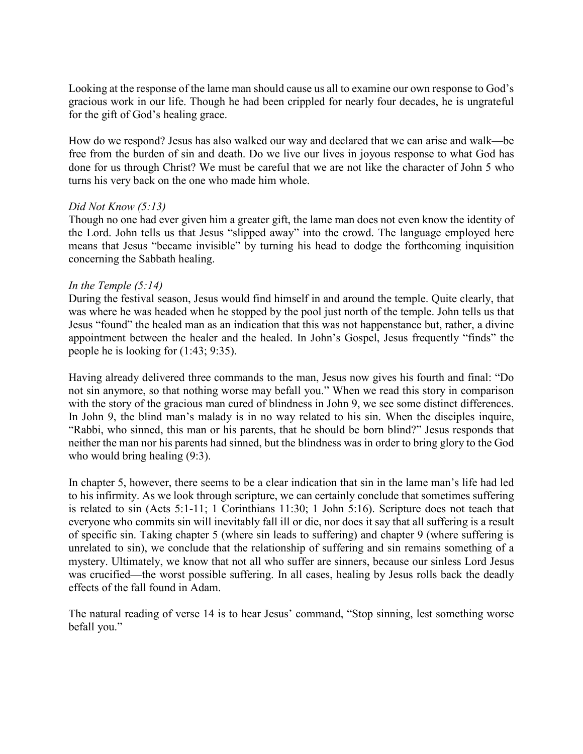Looking at the response of the lame man should cause us all to examine our own response to God's gracious work in our life. Though he had been crippled for nearly four decades, he is ungrateful for the gift of God's healing grace.

How do we respond? Jesus has also walked our way and declared that we can arise and walk—be free from the burden of sin and death. Do we live our lives in joyous response to what God has done for us through Christ? We must be careful that we are not like the character of John 5 who turns his very back on the one who made him whole.

*Did Not Know (5:13)*
Though no one had ever given him a greater gift, the lame man does not even know the identity of the Lord. John tells us that Jesus "slipped away" into the crowd. The language employed here means that Jesus "became invisible" by turning his head to dodge the forthcoming inquisition concerning the Sabbath healing.

*In the Temple (5:14)*
During the festival season, Jesus would find himself in and around the temple. Quite clearly, that was where he was headed when he stopped by the pool just north of the temple. John tells us that Jesus "found" the healed man as an indication that this was not happenstance but, rather, a divine appointment between the healer and the healed. In John's Gospel, Jesus frequently "finds" the people he is looking for (1:43; 9:35).

Having already delivered three commands to the man, Jesus now gives his fourth and final: "Do not sin anymore, so that nothing worse may befall you." When we read this story in comparison with the story of the gracious man cured of blindness in John 9, we see some distinct differences. In John 9, the blind man's malady is in no way related to his sin. When the disciples inquire, "Rabbi, who sinned, this man or his parents, that he should be born blind?" Jesus responds that neither the man nor his parents had sinned, but the blindness was in order to bring glory to the God who would bring healing (9:3).

In chapter 5, however, there seems to be a clear indication that sin in the lame man's life had led to his infirmity. As we look through scripture, we can certainly conclude that sometimes suffering is related to sin (Acts 5:1-11; 1 Corinthians 11:30; 1 John 5:16). Scripture does not teach that everyone who commits sin will inevitably fall ill or die, nor does it say that all suffering is a result of specific sin. Taking chapter 5 (where sin leads to suffering) and chapter 9 (where suffering is unrelated to sin), we conclude that the relationship of suffering and sin remains something of a mystery. Ultimately, we know that not all who suffer are sinners, because our sinless Lord Jesus was crucified—the worst possible suffering. In all cases, healing by Jesus rolls back the deadly effects of the fall found in Adam.

The natural reading of verse 14 is to hear Jesus' command, "Stop sinning, lest something worse befall you."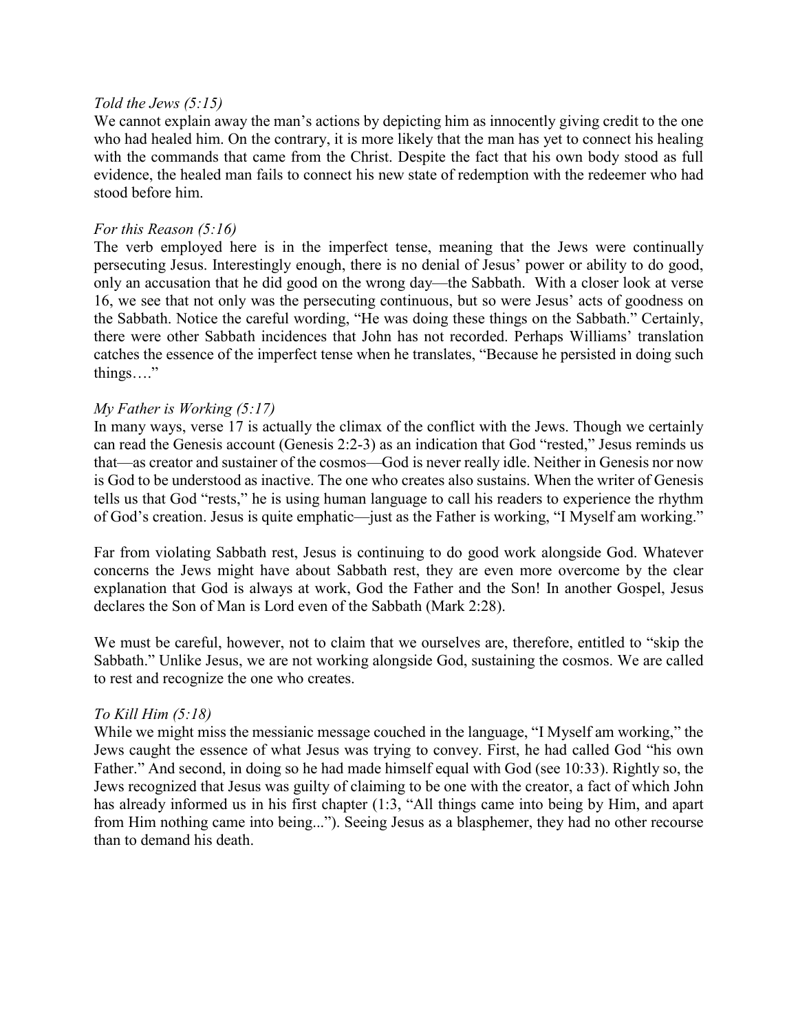*Told the Jews (5:15)*

We cannot explain away the man's actions by depicting him as innocently giving credit to the one who had healed him. On the contrary, it is more likely that the man has yet to connect his healing with the commands that came from the Christ. Despite the fact that his own body stood as full evidence, the healed man fails to connect his new state of redemption with the redeemer who had stood before him.

*For this Reason (5:16)*

The verb employed here is in the imperfect tense, meaning that the Jews were continually persecuting Jesus. Interestingly enough, there is no denial of Jesus' power or ability to do good, only an accusation that he did good on the wrong day—the Sabbath. With a closer look at verse 16, we see that not only was the persecuting continuous, but so were Jesus' acts of goodness on the Sabbath. Notice the careful wording, "He was doing these things on the Sabbath." Certainly, there were other Sabbath incidences that John has not recorded. Perhaps Williams' translation catches the essence of the imperfect tense when he translates, "Because he persisted in doing such things…."

*My Father is Working (5:17)*

In many ways, verse 17 is actually the climax of the conflict with the Jews. Though we certainly can read the Genesis account (Genesis 2:2-3) as an indication that God "rested," Jesus reminds us that—as creator and sustainer of the cosmos—God is never really idle. Neither in Genesis nor now is God to be understood as inactive. The one who creates also sustains. When the writer of Genesis tells us that God "rests," he is using human language to call his readers to experience the rhythm of God's creation. Jesus is quite emphatic—just as the Father is working, "I Myself am working."

Far from violating Sabbath rest, Jesus is continuing to do good work alongside God. Whatever concerns the Jews might have about Sabbath rest, they are even more overcome by the clear explanation that God is always at work, God the Father and the Son! In another Gospel, Jesus declares the Son of Man is Lord even of the Sabbath (Mark 2:28).

We must be careful, however, not to claim that we ourselves are, therefore, entitled to "skip the Sabbath." Unlike Jesus, we are not working alongside God, sustaining the cosmos. We are called to rest and recognize the one who creates.

*To Kill Him (5:18)*

While we might miss the messianic message couched in the language, "I Myself am working," the Jews caught the essence of what Jesus was trying to convey. First, he had called God "his own Father." And second, in doing so he had made himself equal with God (see 10:33). Rightly so, the Jews recognized that Jesus was guilty of claiming to be one with the creator, a fact of which John has already informed us in his first chapter (1:3, "All things came into being by Him, and apart from Him nothing came into being..."). Seeing Jesus as a blasphemer, they had no other recourse than to demand his death.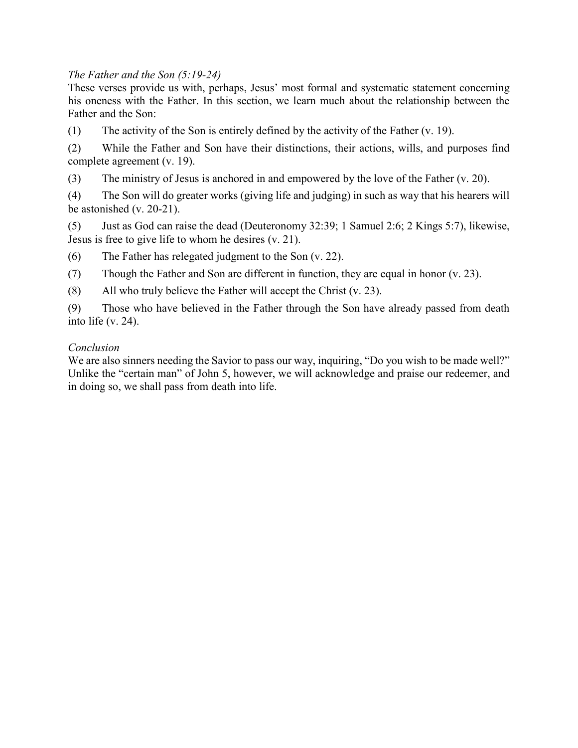*The Father and the Son (5:19-24)*

These verses provide us with, perhaps, Jesus' most formal and systematic statement concerning his oneness with the Father. In this section, we learn much about the relationship between the Father and the Son:

(1) The activity of the Son is entirely defined by the activity of the Father (v. 19).

(2) While the Father and Son have their distinctions, their actions, wills, and purposes find complete agreement (v. 19).

(3) The ministry of Jesus is anchored in and empowered by the love of the Father (v. 20).

(4) The Son will do greater works (giving life and judging) in such as way that his hearers will be astonished (v. 20-21).

(5) Just as God can raise the dead (Deuteronomy 32:39; 1 Samuel 2:6; 2 Kings 5:7), likewise, Jesus is free to give life to whom he desires (v. 21).

(6) The Father has relegated judgment to the Son (v. 22).

(7) Though the Father and Son are different in function, they are equal in honor (v. 23).

(8) All who truly believe the Father will accept the Christ (v. 23).

(9) Those who have believed in the Father through the Son have already passed from death into life (v. 24).

*Conclusion*

We are also sinners needing the Savior to pass our way, inquiring, "Do you wish to be made well?" Unlike the "certain man" of John 5, however, we will acknowledge and praise our redeemer, and in doing so, we shall pass from death into life.